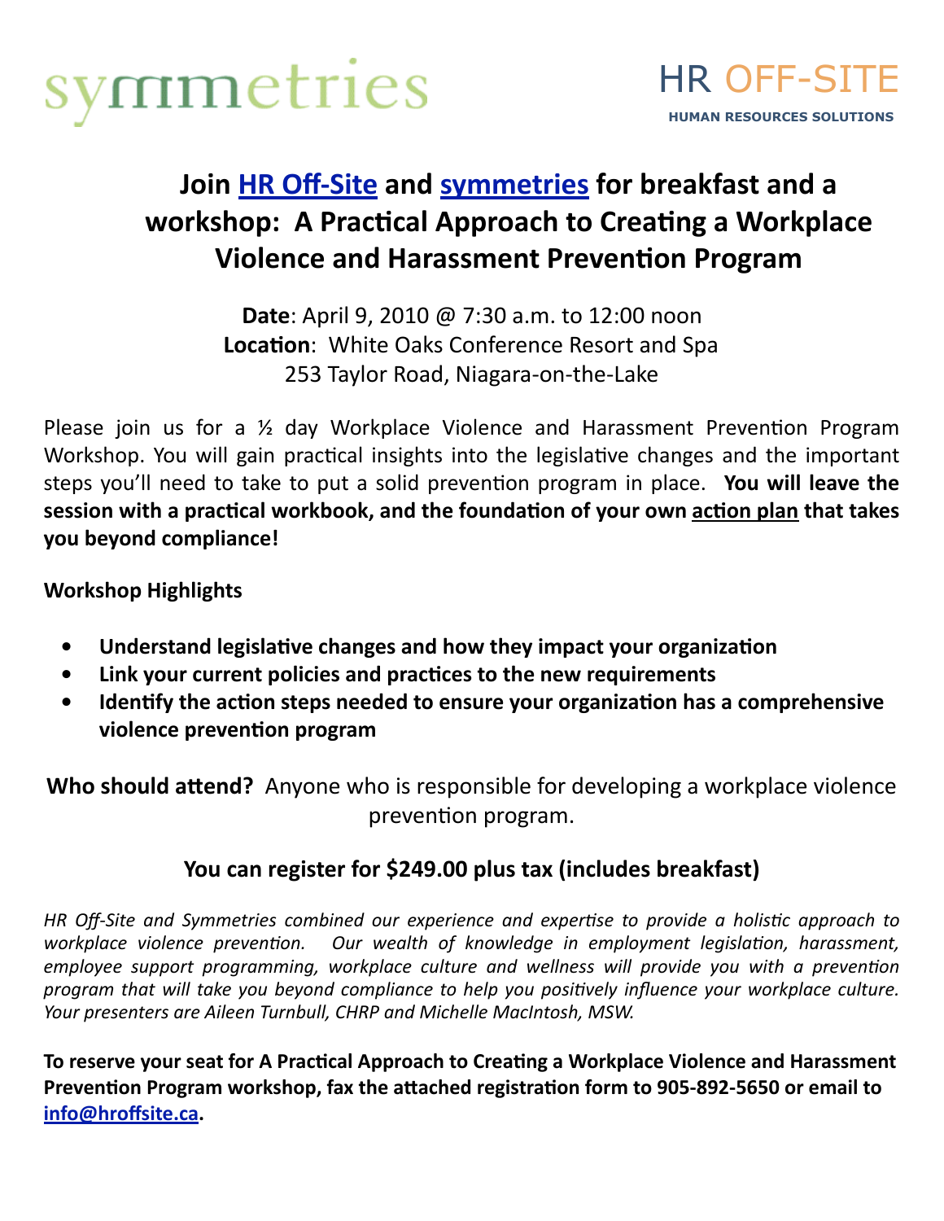symmetries

HR OFF-SITE
HUMAN RESOURCES SOLUTIONS

# Join HR Off-Site and symmetries for breakfast and a workshop: A Practical Approach to Creating a Workplace Violence and Harassment Prevention Program

**Date**: April 9, 2010 @ 7:30 a.m. to 12:00 noon
**Location**: White Oaks Conference Resort and Spa
253 Taylor Road, Niagara-on-the-Lake

Please join us for a ½ day Workplace Violence and Harassment Prevention Program Workshop. You will gain practical insights into the legislative changes and the important steps you'll need to take to put a solid prevention program in place. **You will leave the session with a practical workbook, and the foundation of your own action plan that takes you beyond compliance!**

**Workshop Highlights**

- **Understand legislative changes and how they impact your organization**
- **Link your current policies and practices to the new requirements**
- **Identify the action steps needed to ensure your organization has a comprehensive violence prevention program**

**Who should attend?** Anyone who is responsible for developing a workplace violence prevention program.

**You can register for $249.00 plus tax (includes breakfast)**

*HR Off-Site and Symmetries combined our experience and expertise to provide a holistic approach to workplace violence prevention. Our wealth of knowledge in employment legislation, harassment, employee support programming, workplace culture and wellness will provide you with a prevention program that will take you beyond compliance to help you positively influence your workplace culture. Your presenters are Aileen Turnbull, CHRP and Michelle MacIntosh, MSW.*

**To reserve your seat for A Practical Approach to Creating a Workplace Violence and Harassment Prevention Program workshop, fax the attached registration form to 905-892-5650 or email to info@hroffsite.ca.**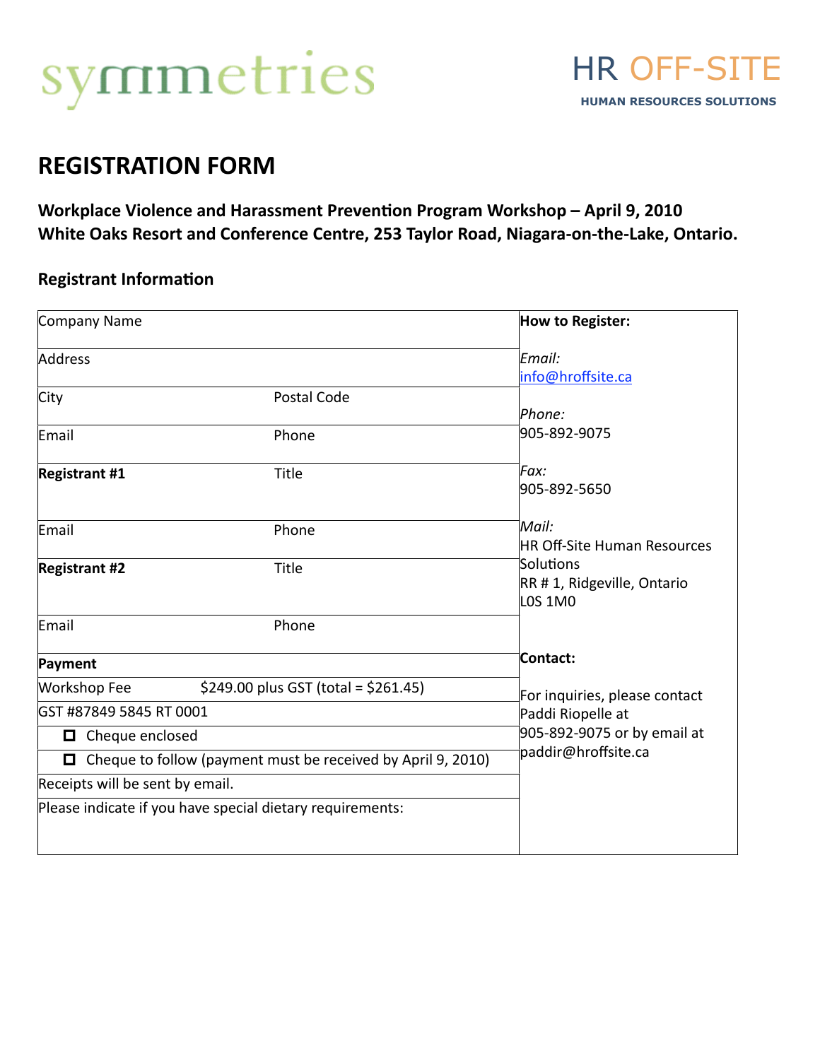symmetries

HR OFF-SITE
HUMAN RESOURCES SOLUTIONS

# REGISTRATION FORM

**Workplace Violence and Harassment Prevention Program Workshop – April 9, 2010**
**White Oaks Resort and Conference Centre, 253 Taylor Road, Niagara-on-the-Lake, Ontario.**

## Registrant Information

| | | |
|---|---|---|
| Company Name | | **How to Register:** |
| Address | | *Email:* info@hroffsite.ca |
| City | Postal Code | *Phone:* 905-892-9075 |
| Email | Phone | |
| **Registrant #1** | Title | *Fax:* 905-892-5650 |
| Email | Phone | *Mail:* HR Off-Site Human Resources Solutions RR # 1, Ridgeville, Ontario L0S 1M0 |
| **Registrant #2** | Title | |
| Email | Phone | |
| **Payment** | | **Contact:** |
| Workshop Fee | $249.00 plus GST (total = $261.45) | For inquiries, please contact Paddi Riopelle at 905-892-9075 or by email at paddir@hroffsite.ca |
| GST #87849 5845 RT 0001 | | |
| ☐ Cheque enclosed | | |
| ☐ Cheque to follow (payment must be received by April 9, 2010) | | |
| Receipts will be sent by email. | | |
| Please indicate if you have special dietary requirements: | | |